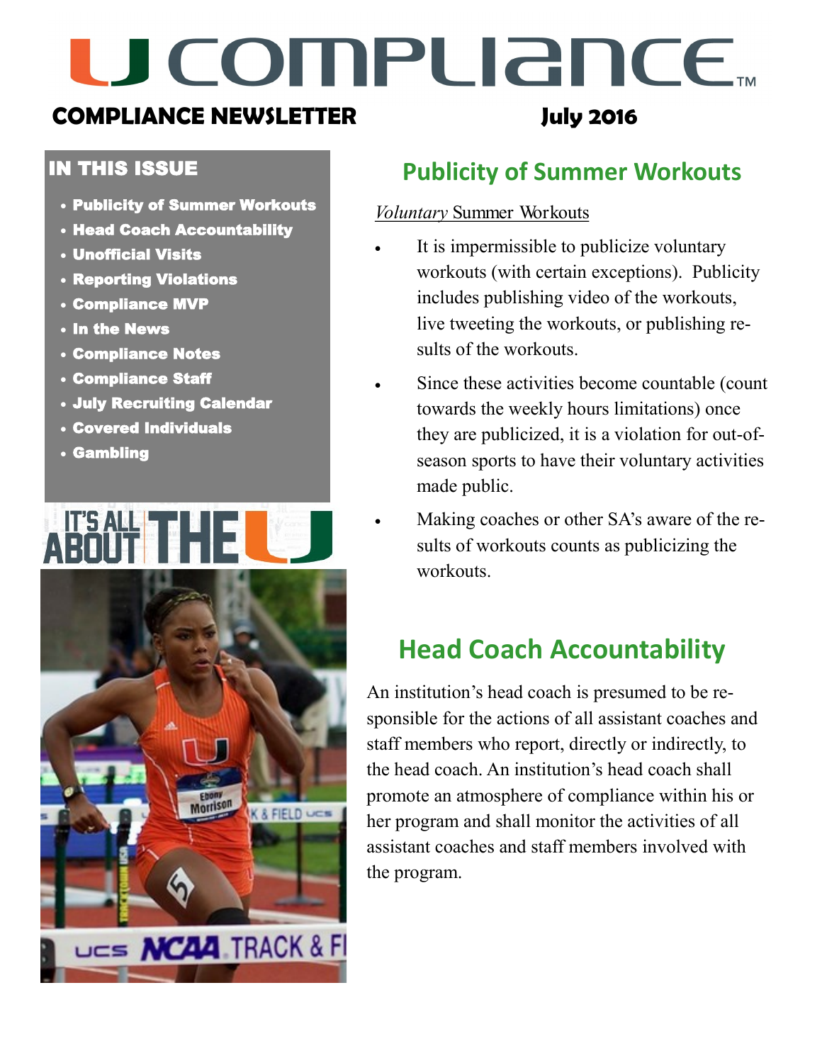# U COMPLIANCE™

**COMPLIANCE NEWSLETTER** **July 2016**

## IN THIS ISSUE

- **Publicity of Summer Workouts**
- **Head Coach Accountability**
- **Unofficial Visits**
- **Reporting Violations**
- **Compliance MVP**
- **In the News**
- **Compliance Notes**
- **Compliance Staff**
- **July Recruiting Calendar**
- **Covered Individuals**
- **Gambling**

IT'S ALL ABOUT THE U

## Publicity of Summer Workouts

*Voluntary* Summer Workouts

- It is impermissible to publicize voluntary workouts (with certain exceptions). Publicity includes publishing video of the workouts, live tweeting the workouts, or publishing results of the workouts.
- Since these activities become countable (count towards the weekly hours limitations) once they are publicized, it is a violation for out-of-season sports to have their voluntary activities made public.
- Making coaches or other SA's aware of the results of workouts counts as publicizing the workouts.

## Head Coach Accountability

An institution's head coach is presumed to be responsible for the actions of all assistant coaches and staff members who report, directly or indirectly, to the head coach. An institution's head coach shall promote an atmosphere of compliance within his or her program and shall monitor the activities of all assistant coaches and staff members involved with the program.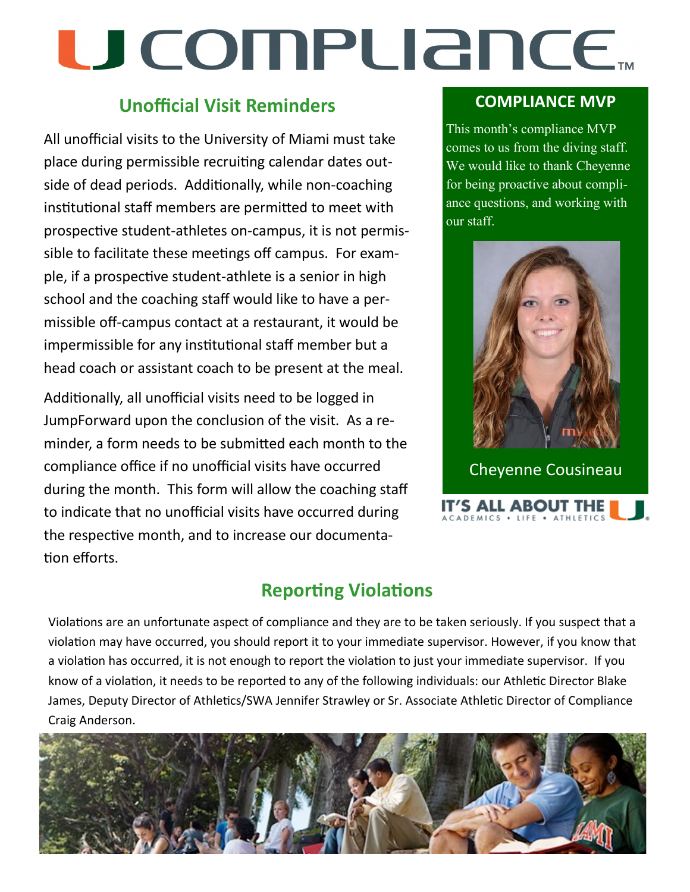# U COMPLIANCE™

## Unofficial Visit Reminders

All unofficial visits to the University of Miami must take place during permissible recruiting calendar dates outside of dead periods. Additionally, while non-coaching institutional staff members are permitted to meet with prospective student-athletes on-campus, it is not permissible to facilitate these meetings off campus. For example, if a prospective student-athlete is a senior in high school and the coaching staff would like to have a permissible off-campus contact at a restaurant, it would be impermissible for any institutional staff member but a head coach or assistant coach to be present at the meal.

Additionally, all unofficial visits need to be logged in JumpForward upon the conclusion of the visit. As a reminder, a form needs to be submitted each month to the compliance office if no unofficial visits have occurred during the month. This form will allow the coaching staff to indicate that no unofficial visits have occurred during the respective month, and to increase our documentation efforts.

## COMPLIANCE MVP

This month's compliance MVP comes to us from the diving staff. We would like to thank Cheyenne for being proactive about compliance questions, and working with our staff.

Cheyenne Cousineau

IT'S ALL ABOUT THE U
ACADEMICS • LIFE • ATHLETICS

## Reporting Violations

Violations are an unfortunate aspect of compliance and they are to be taken seriously. If you suspect that a violation may have occurred, you should report it to your immediate supervisor. However, if you know that a violation has occurred, it is not enough to report the violation to just your immediate supervisor. If you know of a violation, it needs to be reported to any of the following individuals: our Athletic Director Blake James, Deputy Director of Athletics/SWA Jennifer Strawley or Sr. Associate Athletic Director of Compliance Craig Anderson.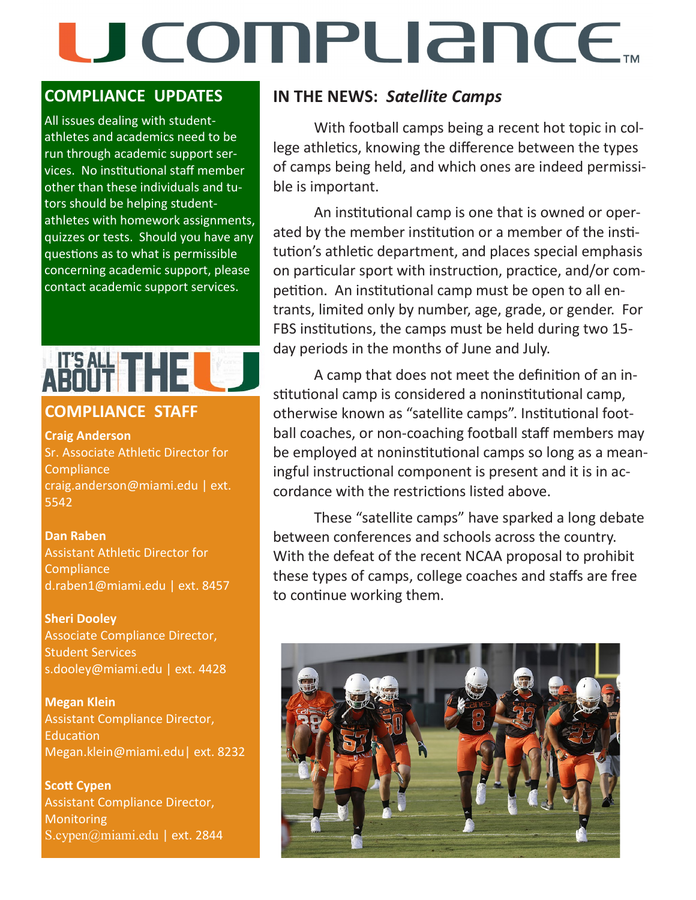# U COMPLIANCE™

## COMPLIANCE UPDATES

All issues dealing with student-athletes and academics need to be run through academic support services. No institutional staff member other than these individuals and tutors should be helping student-athletes with homework assignments, quizzes or tests. Should you have any questions as to what is permissible concerning academic support, please contact academic support services.

IT'S ALL ABOUT THE U

## COMPLIANCE STAFF

**Craig Anderson**
Sr. Associate Athletic Director for Compliance
craig.anderson@miami.edu | ext. 5542

**Dan Raben**
Assistant Athletic Director for Compliance
d.raben1@miami.edu | ext. 8457

**Sheri Dooley**
Associate Compliance Director, Student Services
s.dooley@miami.edu | ext. 4428

**Megan Klein**
Assistant Compliance Director, Education
Megan.klein@miami.edu| ext. 8232

**Scott Cypen**
Assistant Compliance Director, Monitoring
S.cypen@miami.edu | ext. 2844

## IN THE NEWS: *Satellite Camps*

With football camps being a recent hot topic in college athletics, knowing the difference between the types of camps being held, and which ones are indeed permissible is important.

An institutional camp is one that is owned or operated by the member institution or a member of the institution's athletic department, and places special emphasis on particular sport with instruction, practice, and/or competition. An institutional camp must be open to all entrants, limited only by number, age, grade, or gender. For FBS institutions, the camps must be held during two 15-day periods in the months of June and July.

A camp that does not meet the definition of an institutional camp is considered a noninstitutional camp, otherwise known as "satellite camps". Institutional football coaches, or non-coaching football staff members may be employed at noninstitutional camps so long as a meaningful instructional component is present and it is in accordance with the restrictions listed above.

These "satellite camps" have sparked a long debate between conferences and schools across the country. With the defeat of the recent NCAA proposal to prohibit these types of camps, college coaches and staffs are free to continue working them.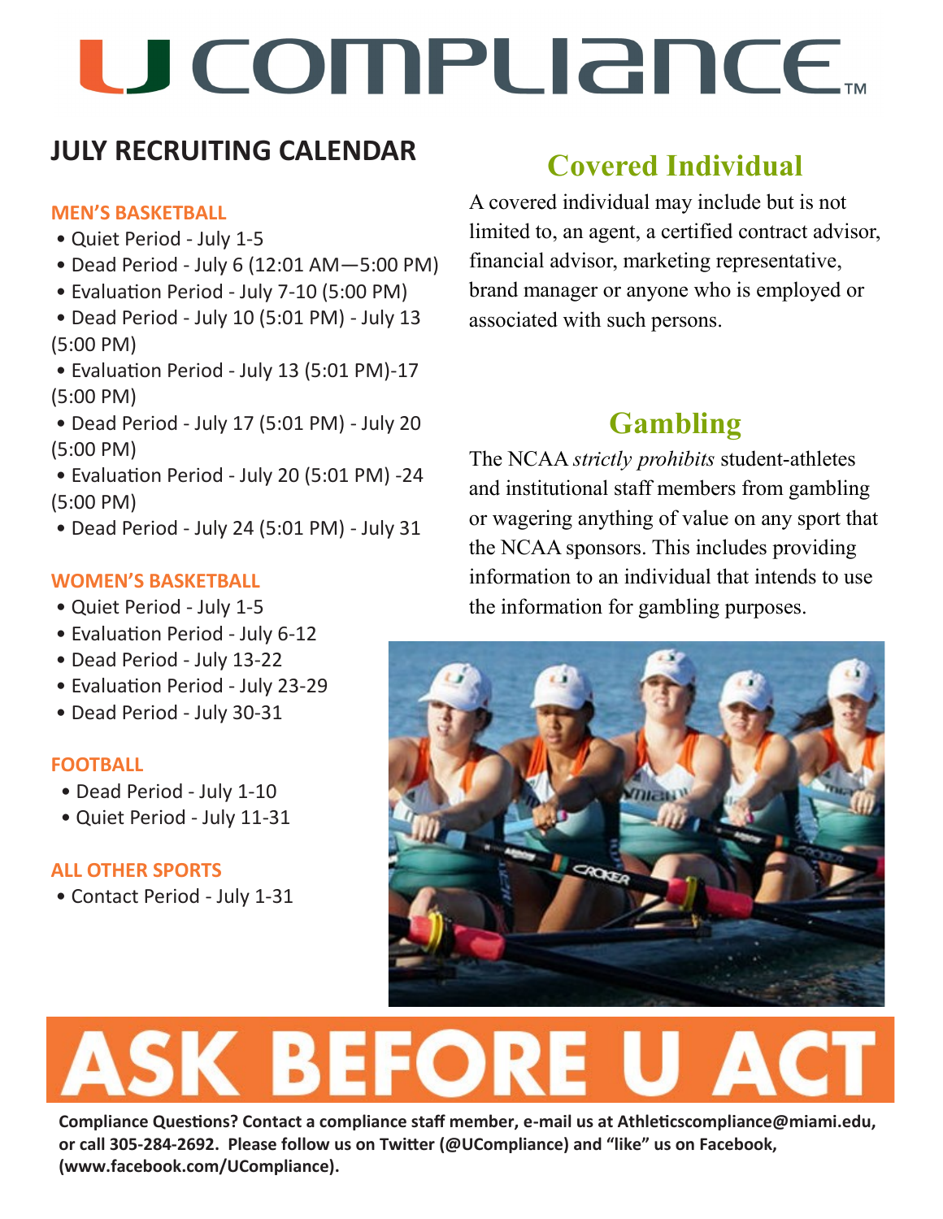# U COMPLIANCE™

## JULY RECRUITING CALENDAR

### MEN'S BASKETBALL

- Quiet Period - July 1-5
- Dead Period - July 6 (12:01 AM—5:00 PM)
- Evaluation Period - July 7-10 (5:00 PM)
- Dead Period - July 10 (5:01 PM) - July 13 (5:00 PM)
- Evaluation Period - July 13 (5:01 PM)-17 (5:00 PM)
- Dead Period - July 17 (5:01 PM) - July 20 (5:00 PM)
- Evaluation Period - July 20 (5:01 PM) -24 (5:00 PM)
- Dead Period - July 24 (5:01 PM) - July 31

### WOMEN'S BASKETBALL

- Quiet Period - July 1-5
- Evaluation Period - July 6-12
- Dead Period - July 13-22
- Evaluation Period - July 23-29
- Dead Period - July 30-31

### FOOTBALL

- Dead Period - July 1-10
- Quiet Period - July 11-31

### ALL OTHER SPORTS

- Contact Period - July 1-31

## Covered Individual

A covered individual may include but is not limited to, an agent, a certified contract advisor, financial advisor, marketing representative, brand manager or anyone who is employed or associated with such persons.

## Gambling

The NCAA *strictly prohibits* student-athletes and institutional staff members from gambling or wagering anything of value on any sport that the NCAA sponsors. This includes providing information to an individual that intends to use the information for gambling purposes.

# ASK BEFORE U ACT

**Compliance Questions? Contact a compliance staff member, e-mail us at Athleticscompliance@miami.edu, or call 305-284-2692. Please follow us on Twitter (@UCompliance) and "like" us on Facebook, (www.facebook.com/UCompliance).**